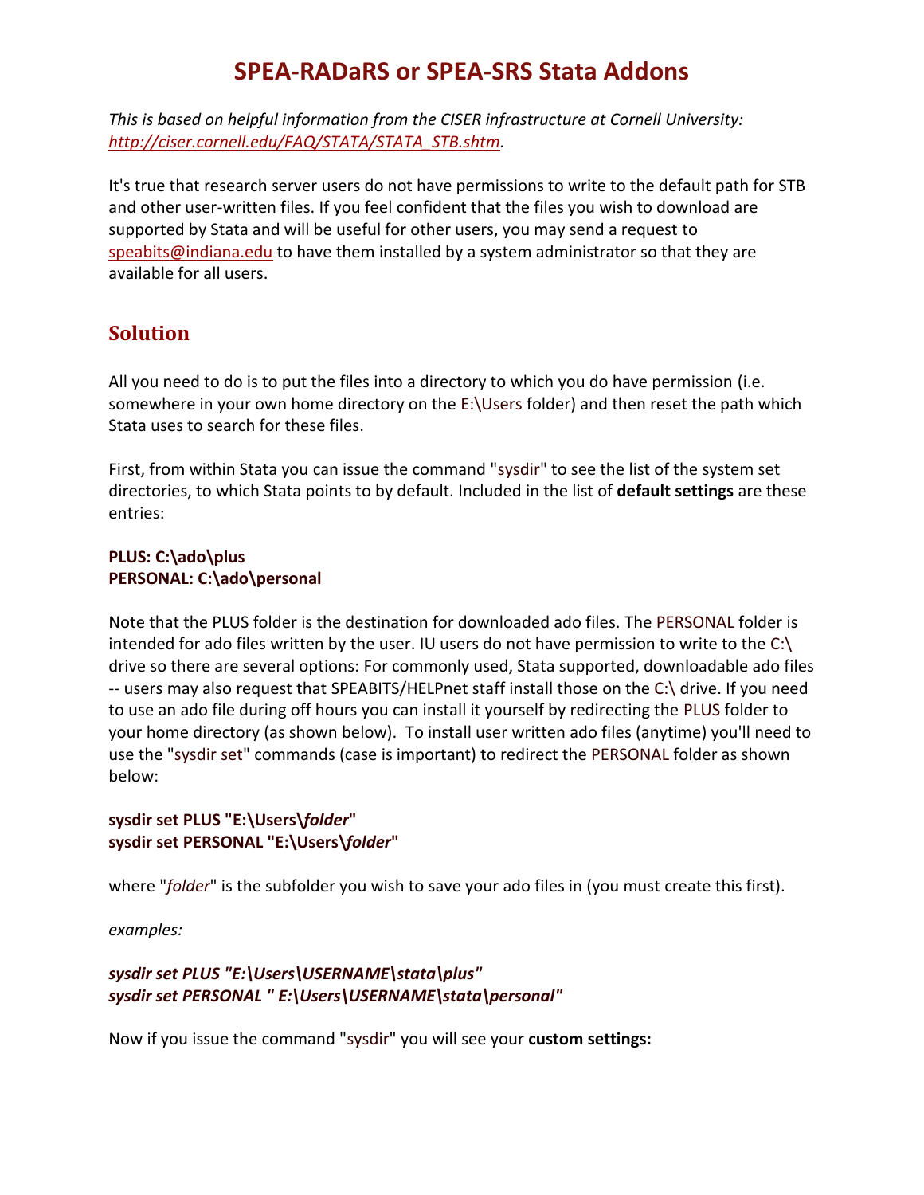# SPEA-RADaRS or SPEA-SRS Stata Addons

*This is based on helpful information from the CISER infrastructure at Cornell University: [http://ciser.cornell.edu/FAQ/STATA/STATA_STB.shtm](http://ciser.cornell.edu/FAQ/STATA/STATA_STB.shtm).*

It's true that research server users do not have permissions to write to the default path for STB and other user-written files. If you feel confident that the files you wish to download are supported by Stata and will be useful for other users, you may send a request to [speabits@indiana.edu](mailto:speabits@indiana.edu) to have them installed by a system administrator so that they are available for all users.

## Solution

All you need to do is to put the files into a directory to which you do have permission (i.e. somewhere in your own home directory on the E:\Users folder) and then reset the path which Stata uses to search for these files.

First, from within Stata you can issue the command "sysdir" to see the list of the system set directories, to which Stata points to by default. Included in the list of **default settings** are these entries:

**PLUS: C:\ado\plus**
**PERSONAL: C:\ado\personal**

Note that the PLUS folder is the destination for downloaded ado files. The PERSONAL folder is intended for ado files written by the user. IU users do not have permission to write to the C:\ drive so there are several options: For commonly used, Stata supported, downloadable ado files -- users may also request that SPEABITS/HELPnet staff install those on the C:\ drive. If you need to use an ado file during off hours you can install it yourself by redirecting the PLUS folder to your home directory (as shown below). To install user written ado files (anytime) you'll need to use the "sysdir set" commands (case is important) to redirect the PERSONAL folder as shown below:

**sysdir set PLUS "E:\Users\\*folder*"**
**sysdir set PERSONAL "E:\Users\\*folder*"**

where "*folder*" is the subfolder you wish to save your ado files in (you must create this first).

*examples:*

***sysdir set PLUS "E:\Users\USERNAME\stata\plus"***
***sysdir set PERSONAL " E:\Users\USERNAME\stata\personal"***

Now if you issue the command "sysdir" you will see your **custom settings:**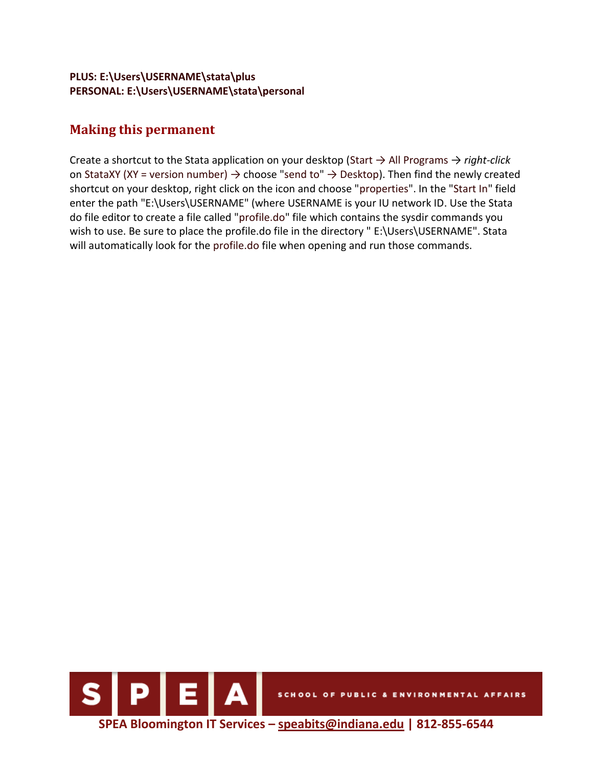**PLUS: E:\Users\USERNAME\stata\plus**
**PERSONAL: E:\Users\USERNAME\stata\personal**

## Making this permanent

Create a shortcut to the Stata application on your desktop (Start → All Programs → *right-click* on StataXY (XY = version number) → choose "send to" → Desktop). Then find the newly created shortcut on your desktop, right click on the icon and choose "properties". In the "Start In" field enter the path "E:\Users\USERNAME" (where USERNAME is your IU network ID. Use the Stata do file editor to create a file called "profile.do" file which contains the sysdir commands you wish to use. Be sure to place the profile.do file in the directory " E:\Users\USERNAME". Stata will automatically look for the profile.do file when opening and run those commands.